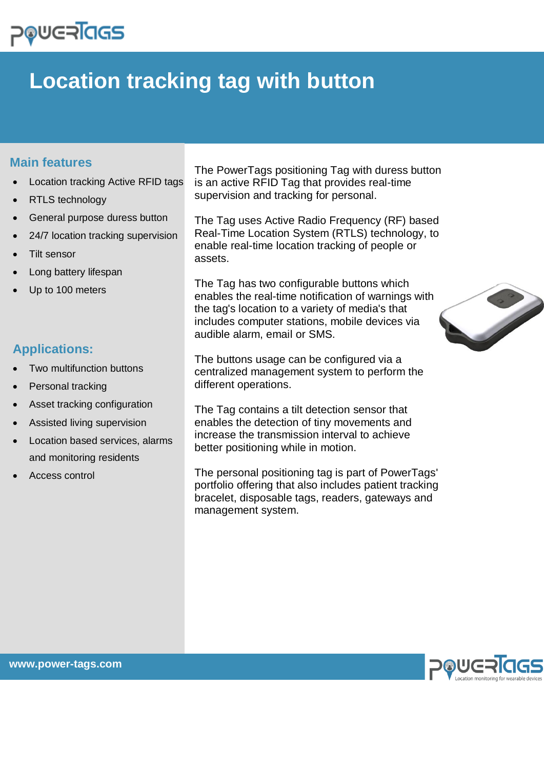# Location tracking tag with button

## Main features

- Location tracking Active RFID tags
- RTLS technology
- General purpose duress button
- 24/7 location tracking supervision
- Tilt sensor
- Long battery lifespan
- Up to 100 meters

## Applications:

- Two multifunction buttons
- Personal tracking
- Asset tracking configuration
- Assisted living supervision
- Location based services, alarms and monitoring residents
- Access control

The PowerTags positioning Tag with duress button is an active RFID Tag that provides real-time supervision and tracking for personal.

The Tag uses Active Radio Frequency (RF) based Real-Time Location System (RTLS) technology, to enable real-time location tracking of people or assets.

The Tag has two configurable buttons which enables the real-time notification of warnings with the tag's location to a variety of media's that includes computer stations, mobile devices via audible alarm, email or SMS.

The buttons usage can be configured via a centralized management system to perform the different operations.

The Tag contains a tilt detection sensor that enables the detection of tiny movements and increase the transmission interval to achieve better positioning while in motion.

The personal positioning tag is part of PowerTags' portfolio offering that also includes patient tracking bracelet, disposable tags, readers, gateways and management system.

www.power-tags.com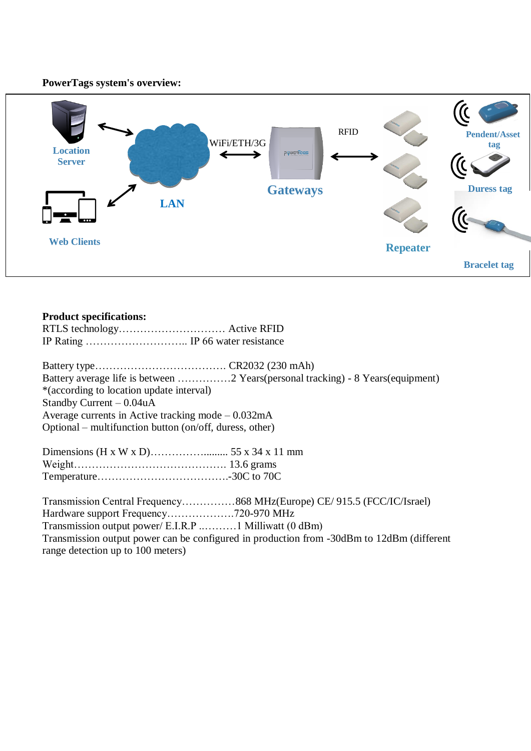**PowerTags system's overview:**

Location Server

LAN

WiFi/ETH/3G

Gateways

RFID

Repeater

Web Clients

Pendent/Asset tag

Duress tag

Bracelet tag

**Product specifications:**

RTLS technology………………………… Active RFID
IP Rating ……………………….. IP 66 water resistance

Battery type………………………………. CR2032 (230 mAh)
Battery average life is between ……………2 Years(personal tracking) - 8 Years(equipment)
*(according to location update interval)
Standby Current – 0.04uA
Average currents in Active tracking mode – 0.032mA
Optional – multifunction button (on/off, duress, other)

Dimensions (H x W x D)……………........ 55 x 34 x 11 mm
Weight……………………………………. 13.6 grams
Temperature………………………………-30C to 70C

Transmission Central Frequency……………868 MHz(Europe) CE/ 915.5 (FCC/IC/Israel)
Hardware support Frequency……………….720-970 MHz
Transmission output power/ E.I.R.P ..………1 Milliwatt (0 dBm)
Transmission output power can be configured in production from -30dBm to 12dBm (different range detection up to 100 meters)